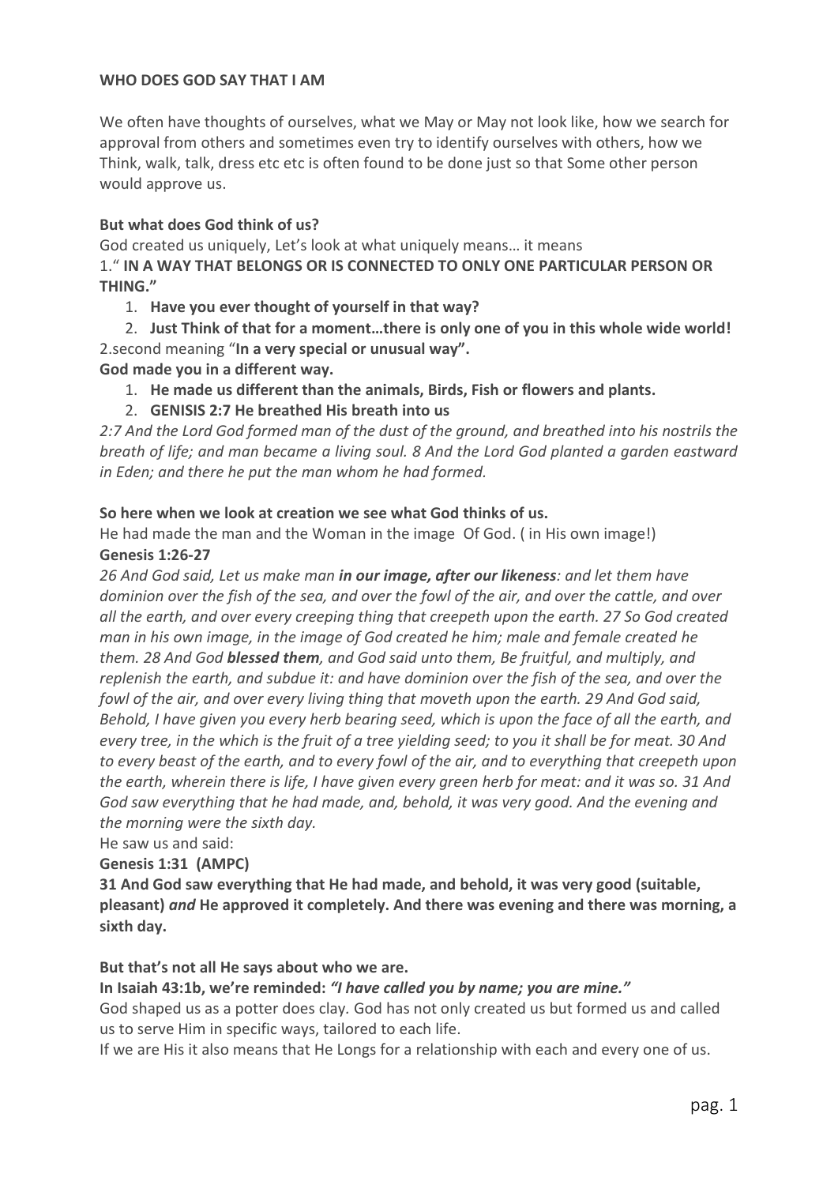**WHO DOES GOD SAY THAT I AM**

We often have thoughts of ourselves, what we May or May not look like, how we search for approval from others and sometimes even try to identify ourselves with others, how we Think, walk, talk, dress etc etc is often found to be done just so that Some other person would approve us.

**But what does God think of us?**

God created us uniquely, Let's look at what uniquely means… it means

1." **IN A WAY THAT BELONGS OR IS CONNECTED TO ONLY ONE PARTICULAR PERSON OR THING."**

1. **Have you ever thought of yourself in that way?**
2. **Just Think of that for a moment…there is only one of you in this whole wide world!**

2.second meaning "**In a very special or unusual way".**

**God made you in a different way.**

1. **He made us different than the animals, Birds, Fish or flowers and plants.**
2. **GENISIS 2:7 He breathed His breath into us**

*2:7 And the Lord God formed man of the dust of the ground, and breathed into his nostrils the breath of life; and man became a living soul. 8 And the Lord God planted a garden eastward in Eden; and there he put the man whom he had formed.*

**So here when we look at creation we see what God thinks of us.**

He had made the man and the Woman in the image Of God. ( in His own image!)

**Genesis 1:26-27**

*26 And God said, Let us make man **in our image, after our likeness**: and let them have dominion over the fish of the sea, and over the fowl of the air, and over the cattle, and over all the earth, and over every creeping thing that creepeth upon the earth. 27 So God created man in his own image, in the image of God created he him; male and female created he them. 28 And God **blessed them**, and God said unto them, Be fruitful, and multiply, and replenish the earth, and subdue it: and have dominion over the fish of the sea, and over the fowl of the air, and over every living thing that moveth upon the earth. 29 And God said, Behold, I have given you every herb bearing seed, which is upon the face of all the earth, and every tree, in the which is the fruit of a tree yielding seed; to you it shall be for meat. 30 And to every beast of the earth, and to every fowl of the air, and to everything that creepeth upon the earth, wherein there is life, I have given every green herb for meat: and it was so. 31 And God saw everything that he had made, and, behold, it was very good. And the evening and the morning were the sixth day.*

He saw us and said:

**Genesis 1:31 (AMPC)**

**31 And God saw everything that He had made, and behold, it was very good (suitable, pleasant)** ***and*** **He approved it completely. And there was evening and there was morning, a sixth day.**

**But that's not all He says about who we are.**

**In Isaiah 43:1b, we're reminded:** ***"I have called you by name; you are mine."***

God shaped us as a potter does clay. God has not only created us but formed us and called us to serve Him in specific ways, tailored to each life.

If we are His it also means that He Longs for a relationship with each and every one of us.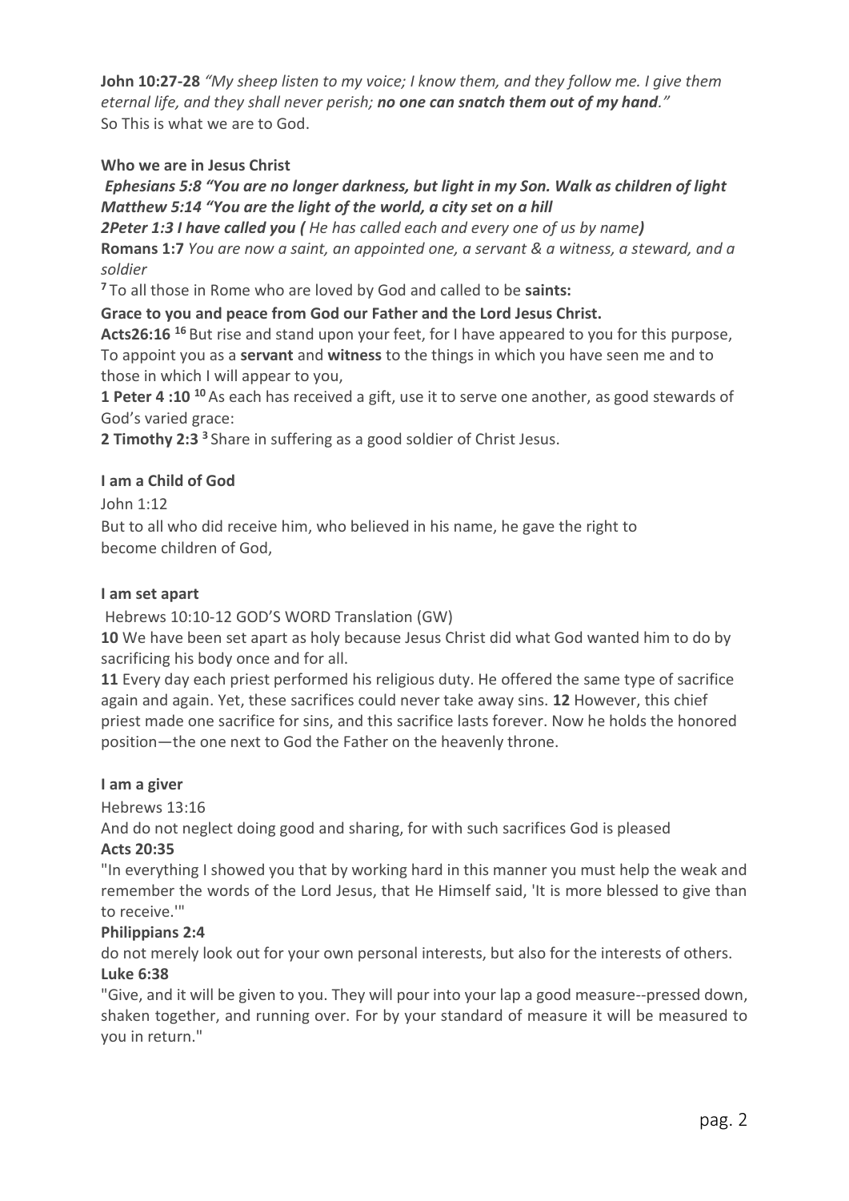**John 10:27-28** *"My sheep listen to my voice; I know them, and they follow me. I give them eternal life, and they shall never perish;* ***no one can snatch them out of my hand****."*
So This is what we are to God.

**Who we are in Jesus Christ**

***Ephesians 5:8 "You are no longer darkness, but light in my Son. Walk as children of light***
***Matthew 5:14 "You are the light of the world, a city set on a hill***
***2Peter 1:3 I have called you (*** *He has called each and every one of us by name****)***
**Romans 1:7** *You are now a saint, an appointed one, a servant & a witness, a steward, and a soldier*
[7] To all those in Rome who are loved by God and called to be **saints:**
**Grace to you and peace from God our Father and the Lord Jesus Christ.**
**Acts26:16** [16] But rise and stand upon your feet, for I have appeared to you for this purpose, To appoint you as a **servant** and **witness** to the things in which you have seen me and to those in which I will appear to you,
**1 Peter 4 :10** [10] As each has received a gift, use it to serve one another, as good stewards of God's varied grace:
**2 Timothy 2:3** [3] Share in suffering as a good soldier of Christ Jesus.

**I am a Child of God**

John 1:12
But to all who did receive him, who believed in his name, he gave the right to become children of God,

**I am set apart**

Hebrews 10:10-12 GOD'S WORD Translation (GW)
**10** We have been set apart as holy because Jesus Christ did what God wanted him to do by sacrificing his body once and for all.
**11** Every day each priest performed his religious duty. He offered the same type of sacrifice again and again. Yet, these sacrifices could never take away sins. **12** However, this chief priest made one sacrifice for sins, and this sacrifice lasts forever. Now he holds the honored position—the one next to God the Father on the heavenly throne.

**I am a giver**

Hebrews 13:16
And do not neglect doing good and sharing, for with such sacrifices God is pleased
**Acts 20:35**
"In everything I showed you that by working hard in this manner you must help the weak and remember the words of the Lord Jesus, that He Himself said, 'It is more blessed to give than to receive.'"
**Philippians 2:4**
do not merely look out for your own personal interests, but also for the interests of others.
**Luke 6:38**
"Give, and it will be given to you. They will pour into your lap a good measure--pressed down, shaken together, and running over. For by your standard of measure it will be measured to you in return."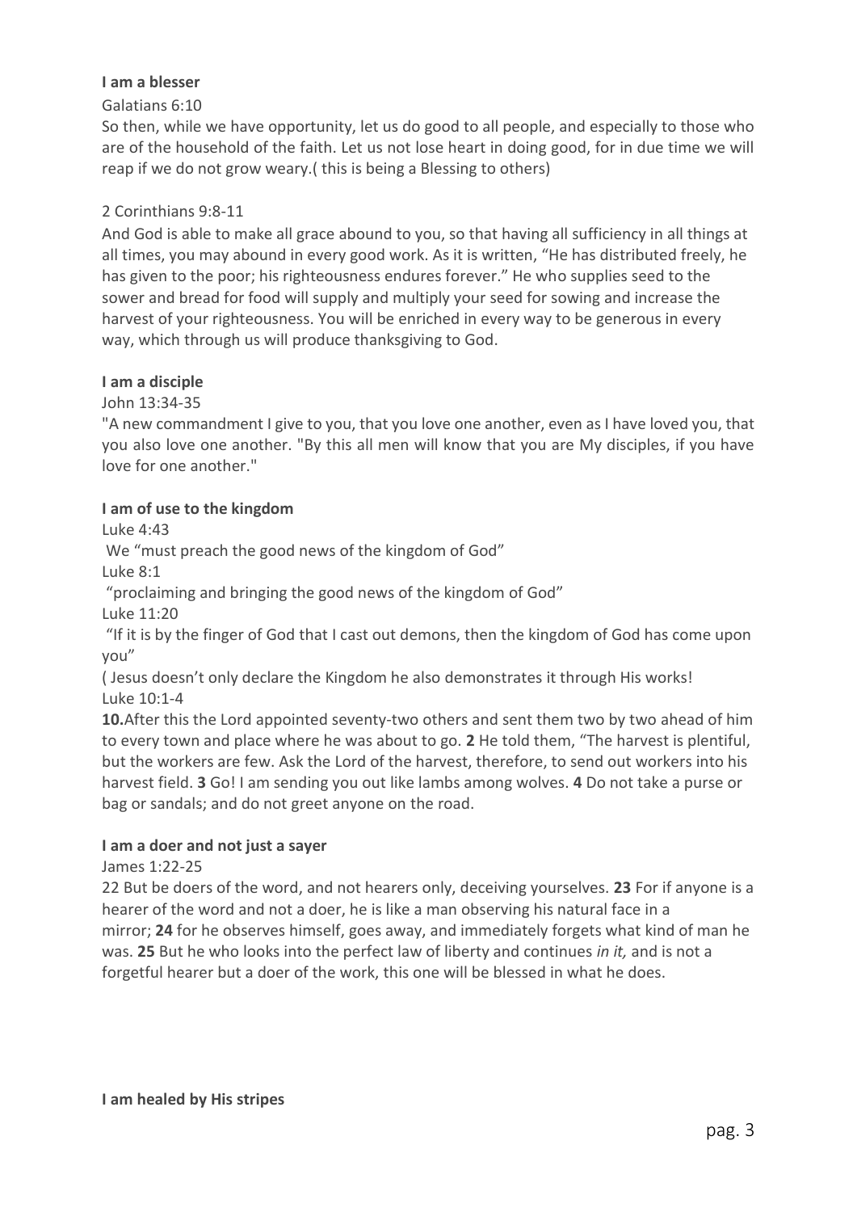**I am a blesser**

Galatians 6:10

So then, while we have opportunity, let us do good to all people, and especially to those who are of the household of the faith. Let us not lose heart in doing good, for in due time we will reap if we do not grow weary.( this is being a Blessing to others)

2 Corinthians 9:8-11

And God is able to make all grace abound to you, so that having all sufficiency in all things at all times, you may abound in every good work. As it is written, "He has distributed freely, he has given to the poor; his righteousness endures forever." He who supplies seed to the sower and bread for food will supply and multiply your seed for sowing and increase the harvest of your righteousness. You will be enriched in every way to be generous in every way, which through us will produce thanksgiving to God.

**I am a disciple**

John 13:34-35

"A new commandment I give to you, that you love one another, even as I have loved you, that you also love one another. "By this all men will know that you are My disciples, if you have love for one another."

**I am of use to the kingdom**

Luke 4:43

We "must preach the good news of the kingdom of God"

Luke 8:1

"proclaiming and bringing the good news of the kingdom of God"

Luke 11:20

"If it is by the finger of God that I cast out demons, then the kingdom of God has come upon you"

( Jesus doesn't only declare the Kingdom he also demonstrates it through His works!

Luke 10:1-4

**10.**After this the Lord appointed seventy-two others and sent them two by two ahead of him to every town and place where he was about to go. **2** He told them, "The harvest is plentiful, but the workers are few. Ask the Lord of the harvest, therefore, to send out workers into his harvest field. **3** Go! I am sending you out like lambs among wolves. **4** Do not take a purse or bag or sandals; and do not greet anyone on the road.

**I am a doer and not just a sayer**

James 1:22-25

22 But be doers of the word, and not hearers only, deceiving yourselves. **23** For if anyone is a hearer of the word and not a doer, he is like a man observing his natural face in a mirror; **24** for he observes himself, goes away, and immediately forgets what kind of man he was. **25** But he who looks into the perfect law of liberty and continues *in it,* and is not a forgetful hearer but a doer of the work, this one will be blessed in what he does.

**I am healed by His stripes**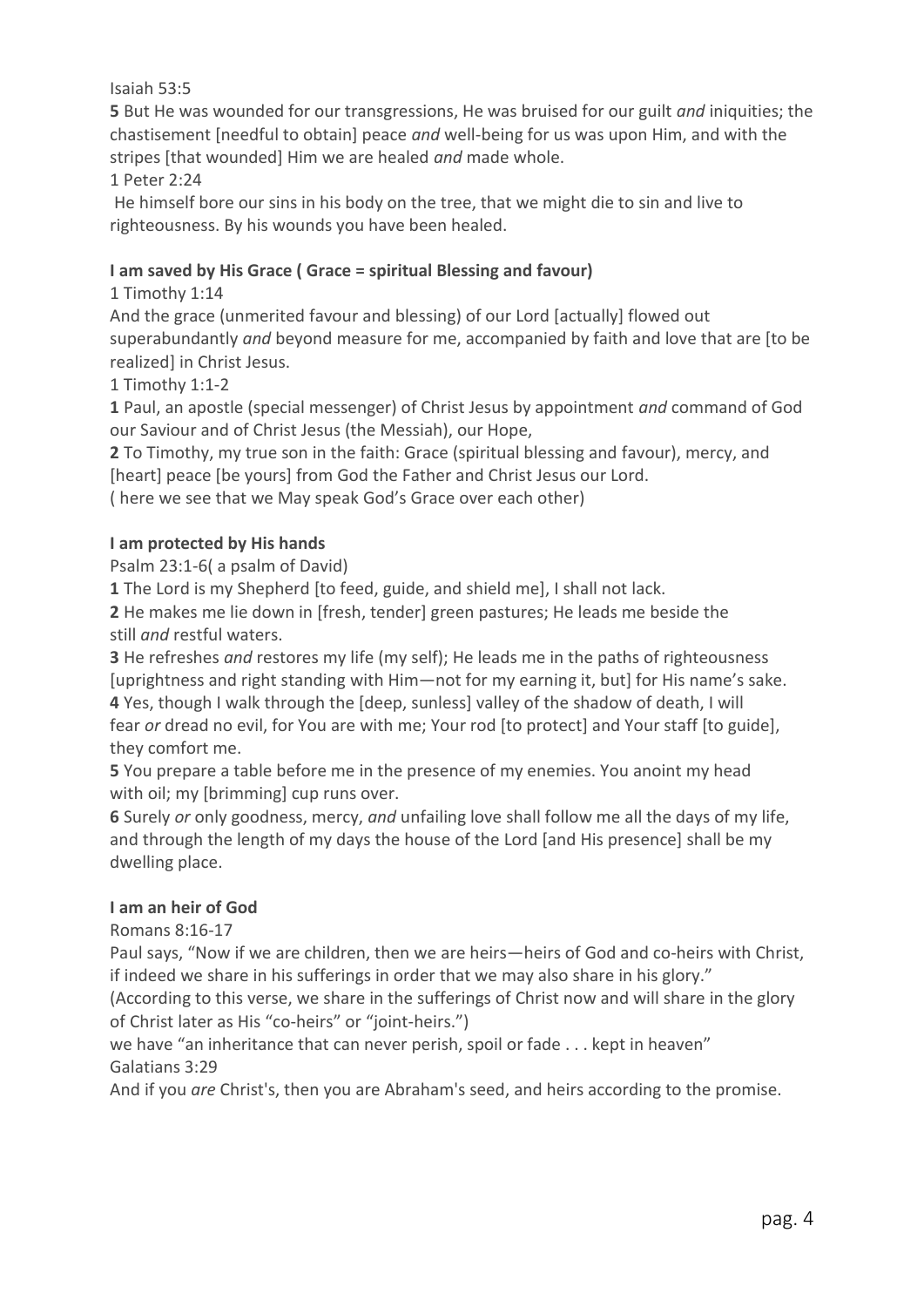Isaiah 53:5

**5** But He was wounded for our transgressions, He was bruised for our guilt *and* iniquities; the chastisement [needful to obtain] peace *and* well-being for us was upon Him, and with the stripes [that wounded] Him we are healed *and* made whole.

1 Peter 2:24

He himself bore our sins in his body on the tree, that we might die to sin and live to righteousness. By his wounds you have been healed.

**I am saved by His Grace ( Grace = spiritual Blessing and favour)**

1 Timothy 1:14

And the grace (unmerited favour and blessing) of our Lord [actually] flowed out superabundantly *and* beyond measure for me, accompanied by faith and love that are [to be realized] in Christ Jesus.

1 Timothy 1:1-2

**1** Paul, an apostle (special messenger) of Christ Jesus by appointment *and* command of God our Saviour and of Christ Jesus (the Messiah), our Hope,

**2** To Timothy, my true son in the faith: Grace (spiritual blessing and favour), mercy, and [heart] peace [be yours] from God the Father and Christ Jesus our Lord.

( here we see that we May speak God's Grace over each other)

**I am protected by His hands**

Psalm 23:1-6( a psalm of David)

**1** The Lord is my Shepherd [to feed, guide, and shield me], I shall not lack.

**2** He makes me lie down in [fresh, tender] green pastures; He leads me beside the still *and* restful waters.

**3** He refreshes *and* restores my life (my self); He leads me in the paths of righteousness [uprightness and right standing with Him—not for my earning it, but] for His name's sake.

**4** Yes, though I walk through the [deep, sunless] valley of the shadow of death, I will fear *or* dread no evil, for You are with me; Your rod [to protect] and Your staff [to guide], they comfort me.

**5** You prepare a table before me in the presence of my enemies. You anoint my head with oil; my [brimming] cup runs over.

**6** Surely *or* only goodness, mercy, *and* unfailing love shall follow me all the days of my life, and through the length of my days the house of the Lord [and His presence] shall be my dwelling place.

**I am an heir of God**

Romans 8:16-17

Paul says, "Now if we are children, then we are heirs—heirs of God and co-heirs with Christ, if indeed we share in his sufferings in order that we may also share in his glory."

(According to this verse, we share in the sufferings of Christ now and will share in the glory of Christ later as His "co-heirs" or "joint-heirs.")

we have "an inheritance that can never perish, spoil or fade . . . kept in heaven"

Galatians 3:29

And if you *are* Christ's, then you are Abraham's seed, and heirs according to the promise.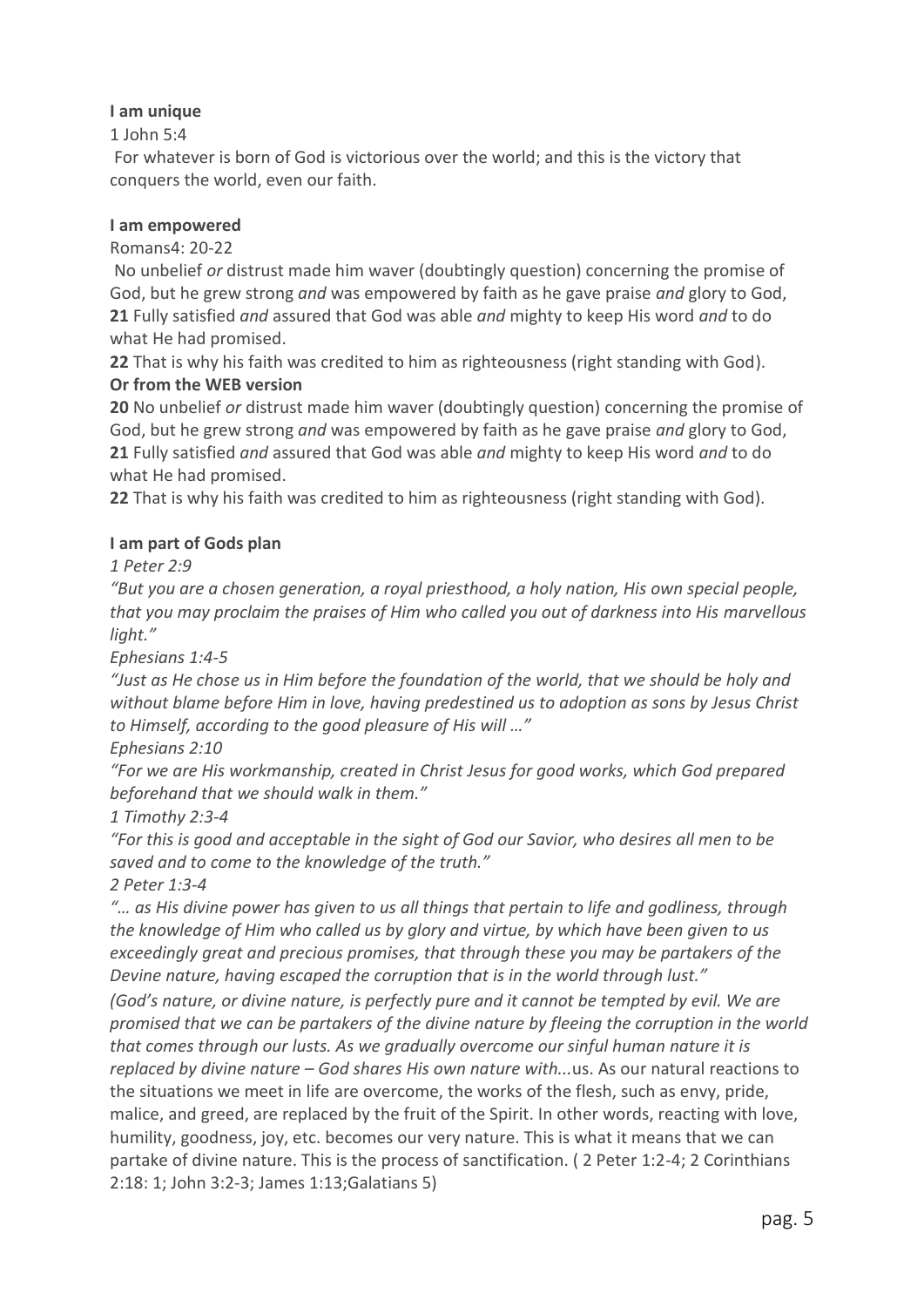**I am unique**

1 John 5:4

For whatever is born of God is victorious over the world; and this is the victory that conquers the world, even our faith.

**I am empowered**

Romans4: 20-22

No unbelief *or* distrust made him waver (doubtingly question) concerning the promise of God, but he grew strong *and* was empowered by faith as he gave praise *and* glory to God,
**21** Fully satisfied *and* assured that God was able *and* mighty to keep His word *and* to do what He had promised.
**22** That is why his faith was credited to him as righteousness (right standing with God).

**Or from the WEB version**

**20** No unbelief *or* distrust made him waver (doubtingly question) concerning the promise of God, but he grew strong *and* was empowered by faith as he gave praise *and* glory to God,
**21** Fully satisfied *and* assured that God was able *and* mighty to keep His word *and* to do what He had promised.
**22** That is why his faith was credited to him as righteousness (right standing with God).

**I am part of Gods plan**

*1 Peter 2:9*

*"But you are a chosen generation, a royal priesthood, a holy nation, His own special people, that you may proclaim the praises of Him who called you out of darkness into His marvellous light."*

*Ephesians 1:4-5*

*"Just as He chose us in Him before the foundation of the world, that we should be holy and without blame before Him in love, having predestined us to adoption as sons by Jesus Christ to Himself, according to the good pleasure of His will …"*

*Ephesians 2:10*

*"For we are His workmanship, created in Christ Jesus for good works, which God prepared beforehand that we should walk in them."*

*1 Timothy 2:3-4*

*"For this is good and acceptable in the sight of God our Savior, who desires all men to be saved and to come to the knowledge of the truth."*

*2 Peter 1:3-4*

*"… as His divine power has given to us all things that pertain to life and godliness, through the knowledge of Him who called us by glory and virtue, by which have been given to us exceedingly great and precious promises, that through these you may be partakers of the Devine nature, having escaped the corruption that is in the world through lust."*

*(God's nature, or divine nature, is perfectly pure and it cannot be tempted by evil. We are promised that we can be partakers of the divine nature by fleeing the corruption in the world that comes through our lusts. As we gradually overcome our sinful human nature it is replaced by divine nature – God shares His own nature with...*us. As our natural reactions to the situations we meet in life are overcome, the works of the flesh, such as envy, pride, malice, and greed, are replaced by the fruit of the Spirit. In other words, reacting with love, humility, goodness, joy, etc. becomes our very nature. This is what it means that we can partake of divine nature. This is the process of sanctification. ( 2 Peter 1:2-4; 2 Corinthians 2:18: 1; John 3:2-3; James 1:13;Galatians 5)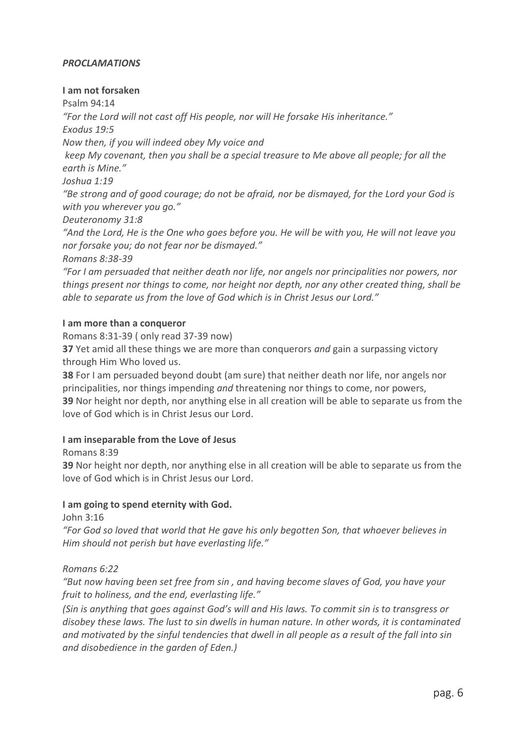***PROCLAMATIONS***

**I am not forsaken**

Psalm 94:14

*"For the Lord will not cast off His people, nor will He forsake His inheritance."*

*Exodus 19:5*

*Now then, if you will indeed obey My voice and*

*keep My covenant, then you shall be a special treasure to Me above all people; for all the earth is Mine."*

*Joshua 1:19*

*"Be strong and of good courage; do not be afraid, nor be dismayed, for the Lord your God is with you wherever you go."*

*Deuteronomy 31:8*

*"And the Lord, He is the One who goes before you. He will be with you, He will not leave you nor forsake you; do not fear nor be dismayed."*

*Romans 8:38-39*

*"For I am persuaded that neither death nor life, nor angels nor principalities nor powers, nor things present nor things to come, nor height nor depth, nor any other created thing, shall be able to separate us from the love of God which is in Christ Jesus our Lord."*

**I am more than a conqueror**

Romans 8:31-39 ( only read 37-39 now)

**37** Yet amid all these things we are more than conquerors *and* gain a surpassing victory through Him Who loved us.

**38** For I am persuaded beyond doubt (am sure) that neither death nor life, nor angels nor principalities, nor things impending *and* threatening nor things to come, nor powers,

**39** Nor height nor depth, nor anything else in all creation will be able to separate us from the love of God which is in Christ Jesus our Lord.

**I am inseparable from the Love of Jesus**

Romans 8:39

**39** Nor height nor depth, nor anything else in all creation will be able to separate us from the love of God which is in Christ Jesus our Lord.

**I am going to spend eternity with God.**

John 3:16

*"For God so loved that world that He gave his only begotten Son, that whoever believes in Him should not perish but have everlasting life."*

*Romans 6:22*

*"But now having been set free from sin , and having become slaves of God, you have your fruit to holiness, and the end, everlasting life."*

*(Sin is anything that goes against God's will and His laws. To commit sin is to transgress or disobey these laws. The lust to sin dwells in human nature. In other words, it is contaminated and motivated by the sinful tendencies that dwell in all people as a result of the fall into sin and disobedience in the garden of Eden.)*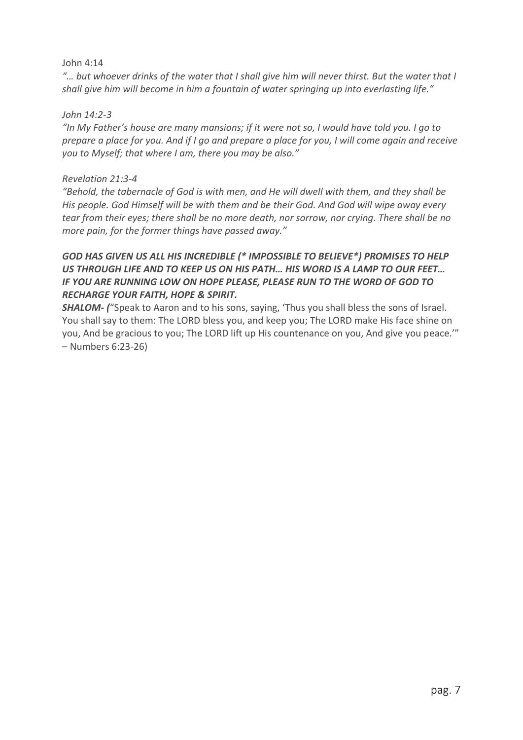John 4:14

*"… but whoever drinks of the water that I shall give him will never thirst. But the water that I shall give him will become in him a fountain of water springing up into everlasting life."*

*John 14:2-3*

*"In My Father's house are many mansions; if it were not so, I would have told you. I go to prepare a place for you. And if I go and prepare a place for you, I will come again and receive you to Myself; that where I am, there you may be also."*

*Revelation 21:3-4*

*"Behold, the tabernacle of God is with men, and He will dwell with them, and they shall be His people. God Himself will be with them and be their God. And God will wipe away every tear from their eyes; there shall be no more death, nor sorrow, nor crying. There shall be no more pain, for the former things have passed away."*

***GOD HAS GIVEN US ALL HIS INCREDIBLE (* IMPOSSIBLE TO BELIEVE*) PROMISES TO HELP US THROUGH LIFE AND TO KEEP US ON HIS PATH… HIS WORD IS A LAMP TO OUR FEET… IF YOU ARE RUNNING LOW ON HOPE PLEASE, PLEASE RUN TO THE WORD OF GOD TO RECHARGE YOUR FAITH, HOPE & SPIRIT.***

***SHALOM- (***"Speak to Aaron and to his sons, saying, 'Thus you shall bless the sons of Israel. You shall say to them: The LORD bless you, and keep you; The LORD make His face shine on you, And be gracious to you; The LORD lift up His countenance on you, And give you peace.'" – Numbers 6:23-26)